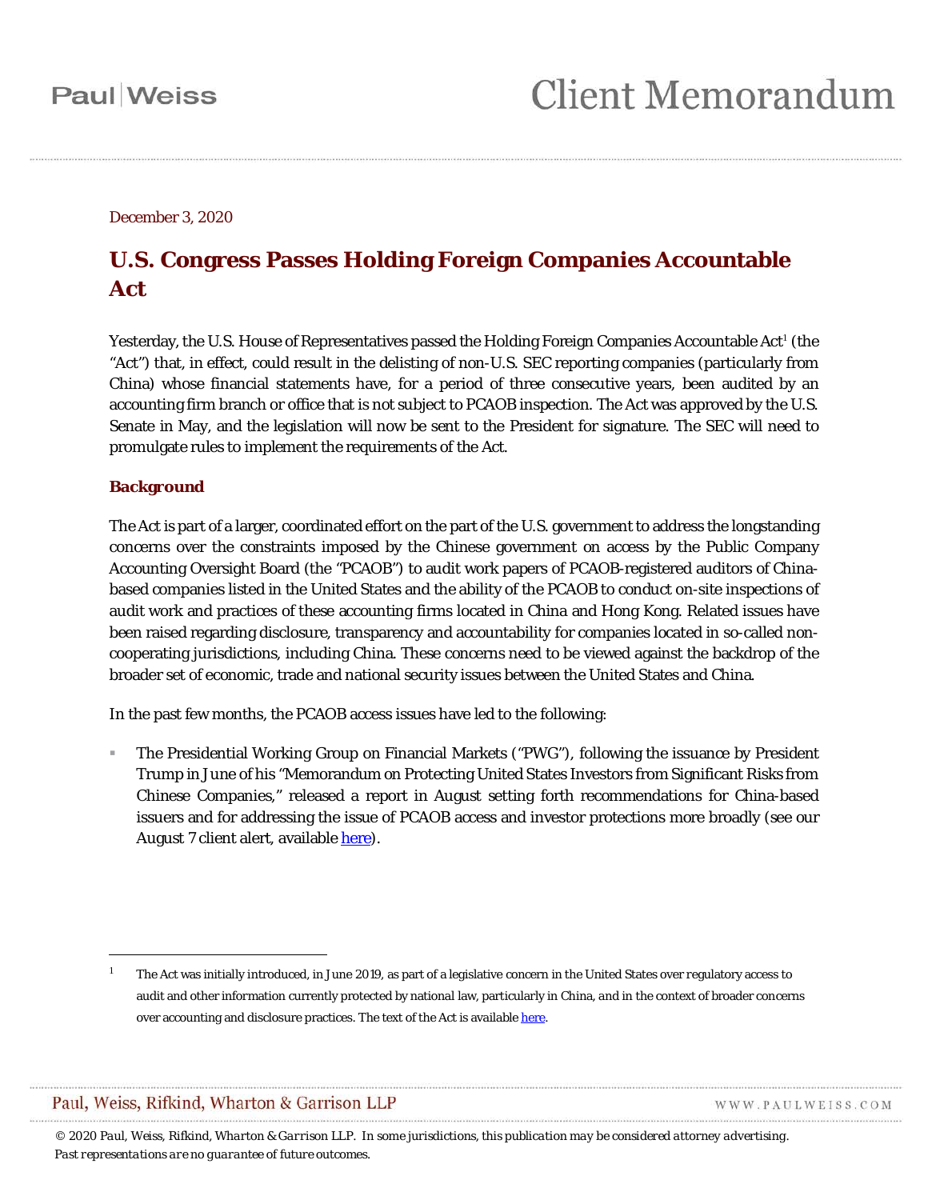Paul | Weiss

# Client Memorandum

December 3, 2020

## U.S. Congress Passes Holding Foreign Companies Accountable Act

Yesterday, the U.S. House of Representatives passed the Holding Foreign Companies Accountable Act[1] (the "Act") that, in effect, could result in the delisting of non-U.S. SEC reporting companies (particularly from China) whose financial statements have, for a period of three consecutive years, been audited by an accounting firm branch or office that is not subject to PCAOB inspection. The Act was approved by the U.S. Senate in May, and the legislation will now be sent to the President for signature. The SEC will need to promulgate rules to implement the requirements of the Act.

### Background

The Act is part of a larger, coordinated effort on the part of the U.S. government to address the longstanding concerns over the constraints imposed by the Chinese government on access by the Public Company Accounting Oversight Board (the "PCAOB") to audit work papers of PCAOB-registered auditors of China-based companies listed in the United States and the ability of the PCAOB to conduct on-site inspections of audit work and practices of these accounting firms located in China and Hong Kong. Related issues have been raised regarding disclosure, transparency and accountability for companies located in so-called non-cooperating jurisdictions, including China. These concerns need to be viewed against the backdrop of the broader set of economic, trade and national security issues between the United States and China.

In the past few months, the PCAOB access issues have led to the following:

- The Presidential Working Group on Financial Markets ("PWG"), following the issuance by President Trump in June of his "Memorandum on Protecting United States Investors from Significant Risks from Chinese Companies," released a report in August setting forth recommendations for China-based issuers and for addressing the issue of PCAOB access and investor protections more broadly (see our August 7 client alert, available here).

---

[1] The Act was initially introduced, in June 2019, as part of a legislative concern in the United States over regulatory access to audit and other information currently protected by national law, particularly in China, and in the context of broader concerns over accounting and disclosure practices. The text of the Act is available here.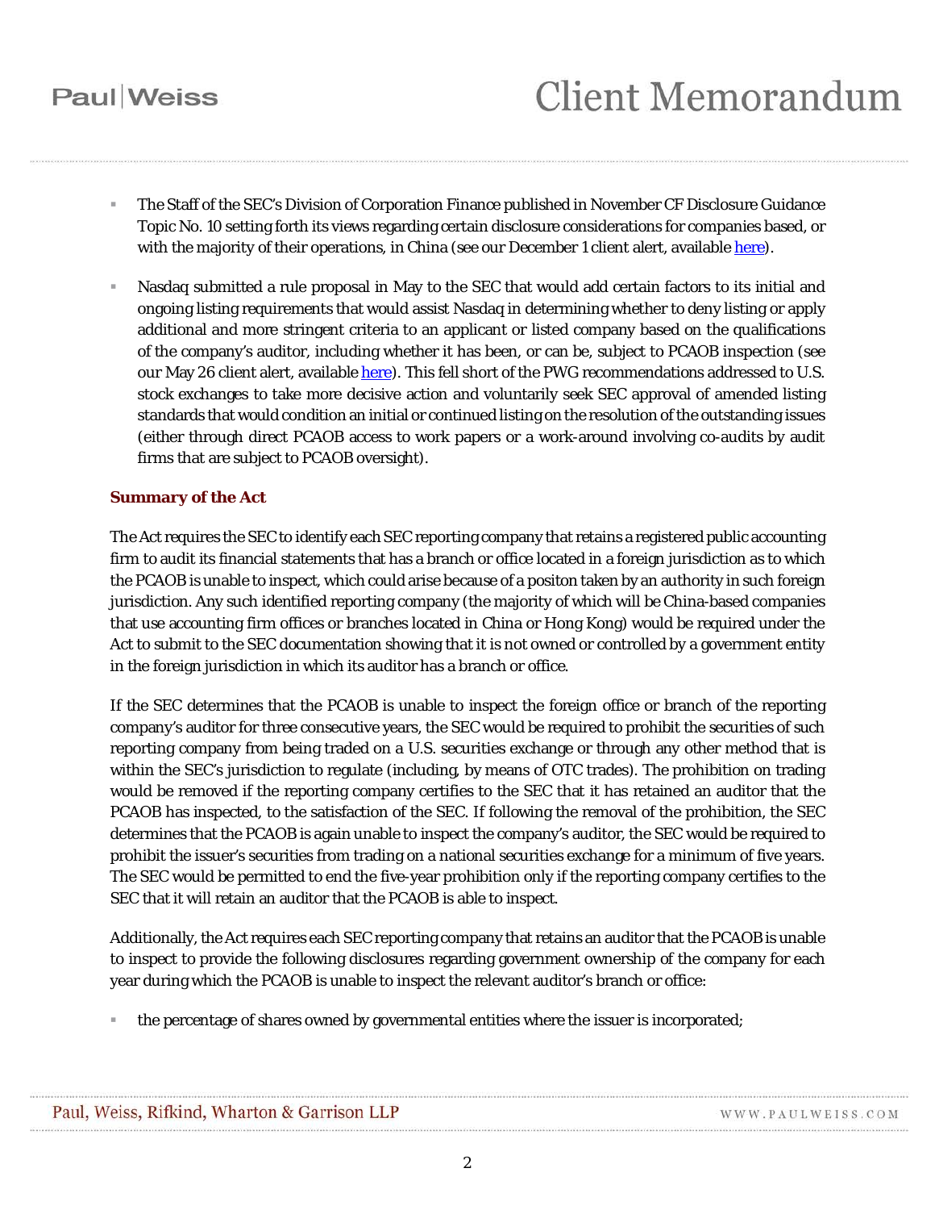- The Staff of the SEC's Division of Corporation Finance published in November CF Disclosure Guidance Topic No. 10 setting forth its views regarding certain disclosure considerations for companies based, or with the majority of their operations, in China (see our December 1 client alert, available here).

- Nasdaq submitted a rule proposal in May to the SEC that would add certain factors to its initial and ongoing listing requirements that would assist Nasdaq in determining whether to deny listing or apply additional and more stringent criteria to an applicant or listed company based on the qualifications of the company's auditor, including whether it has been, or can be, subject to PCAOB inspection (see our May 26 client alert, available here). This fell short of the PWG recommendations addressed to U.S. stock exchanges to take more decisive action and voluntarily seek SEC approval of amended listing standards that would condition an initial or continued listing on the resolution of the outstanding issues (either through direct PCAOB access to work papers or a work-around involving co-audits by audit firms that are subject to PCAOB oversight).

**Summary of the Act**

The Act requires the SEC to identify each SEC reporting company that retains a registered public accounting firm to audit its financial statements that has a branch or office located in a foreign jurisdiction as to which the PCAOB is unable to inspect, which could arise because of a positon taken by an authority in such foreign jurisdiction. Any such identified reporting company (the majority of which will be China-based companies that use accounting firm offices or branches located in China or Hong Kong) would be required under the Act to submit to the SEC documentation showing that it is not owned or controlled by a government entity in the foreign jurisdiction in which its auditor has a branch or office.

If the SEC determines that the PCAOB is unable to inspect the foreign office or branch of the reporting company's auditor for three consecutive years, the SEC would be required to prohibit the securities of such reporting company from being traded on a U.S. securities exchange or through any other method that is within the SEC's jurisdiction to regulate (including, by means of OTC trades). The prohibition on trading would be removed if the reporting company certifies to the SEC that it has retained an auditor that the PCAOB has inspected, to the satisfaction of the SEC. If following the removal of the prohibition, the SEC determines that the PCAOB is again unable to inspect the company's auditor, the SEC would be required to prohibit the issuer's securities from trading on a national securities exchange for a minimum of five years. The SEC would be permitted to end the five-year prohibition only if the reporting company certifies to the SEC that it will retain an auditor that the PCAOB is able to inspect.

Additionally, the Act requires each SEC reporting company that retains an auditor that the PCAOB is unable to inspect to provide the following disclosures regarding government ownership of the company for each year during which the PCAOB is unable to inspect the relevant auditor's branch or office:

- the percentage of shares owned by governmental entities where the issuer is incorporated;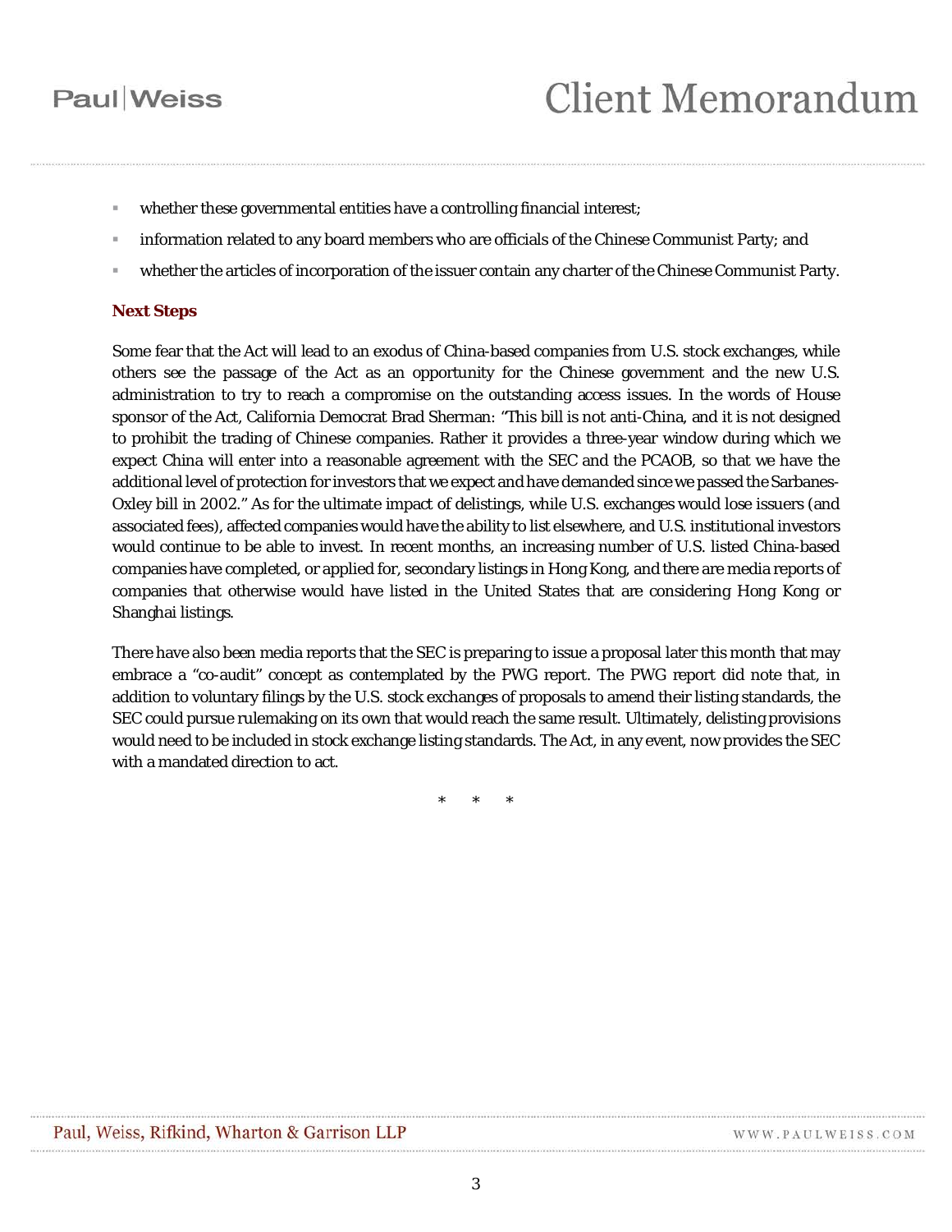- whether these governmental entities have a controlling financial interest;
- information related to any board members who are officials of the Chinese Communist Party; and
- whether the articles of incorporation of the issuer contain any charter of the Chinese Communist Party.

**Next Steps**

Some fear that the Act will lead to an exodus of China-based companies from U.S. stock exchanges, while others see the passage of the Act as an opportunity for the Chinese government and the new U.S. administration to try to reach a compromise on the outstanding access issues. In the words of House sponsor of the Act, California Democrat Brad Sherman: "This bill is not anti-China, and it is not designed to prohibit the trading of Chinese companies. Rather it provides a three-year window during which we expect China will enter into a reasonable agreement with the SEC and the PCAOB, so that we have the additional level of protection for investors that we expect and have demanded since we passed the Sarbanes-Oxley bill in 2002." As for the ultimate impact of delistings, while U.S. exchanges would lose issuers (and associated fees), affected companies would have the ability to list elsewhere, and U.S. institutional investors would continue to be able to invest. In recent months, an increasing number of U.S. listed China-based companies have completed, or applied for, secondary listings in Hong Kong, and there are media reports of companies that otherwise would have listed in the United States that are considering Hong Kong or Shanghai listings.

There have also been media reports that the SEC is preparing to issue a proposal later this month that may embrace a "co-audit" concept as contemplated by the PWG report. The PWG report did note that, in addition to voluntary filings by the U.S. stock exchanges of proposals to amend their listing standards, the SEC could pursue rulemaking on its own that would reach the same result. Ultimately, delisting provisions would need to be included in stock exchange listing standards. The Act, in any event, now provides the SEC with a mandated direction to act.

\*  \*  \*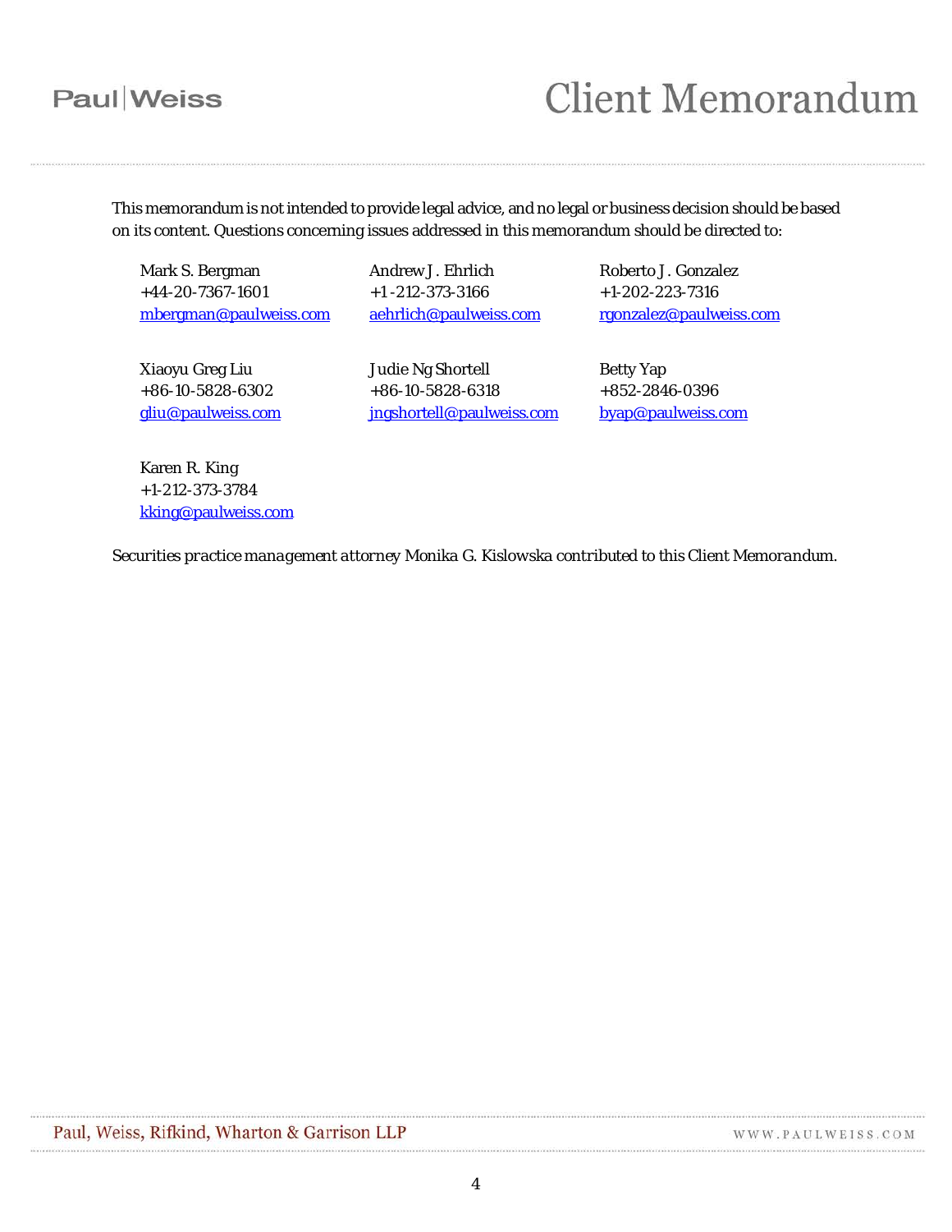This memorandum is not intended to provide legal advice, and no legal or business decision should be based on its content. Questions concerning issues addressed in this memorandum should be directed to:

Mark S. Bergman
+44-20-7367-1601
mbergman@paulweiss.com

Andrew J. Ehrlich
+1 -212-373-3166
aehrlich@paulweiss.com

Roberto J. Gonzalez
+1-202-223-7316
rgonzalez@paulweiss.com

Xiaoyu Greg Liu
+86-10-5828-6302
gliu@paulweiss.com

Judie Ng Shortell
+86-10-5828-6318
jngshortell@paulweiss.com

Betty Yap
+852-2846-0396
byap@paulweiss.com

Karen R. King
+1-212-373-3784
kking@paulweiss.com

*Securities practice management attorney Monika G. Kislowska contributed to this Client Memorandum.*